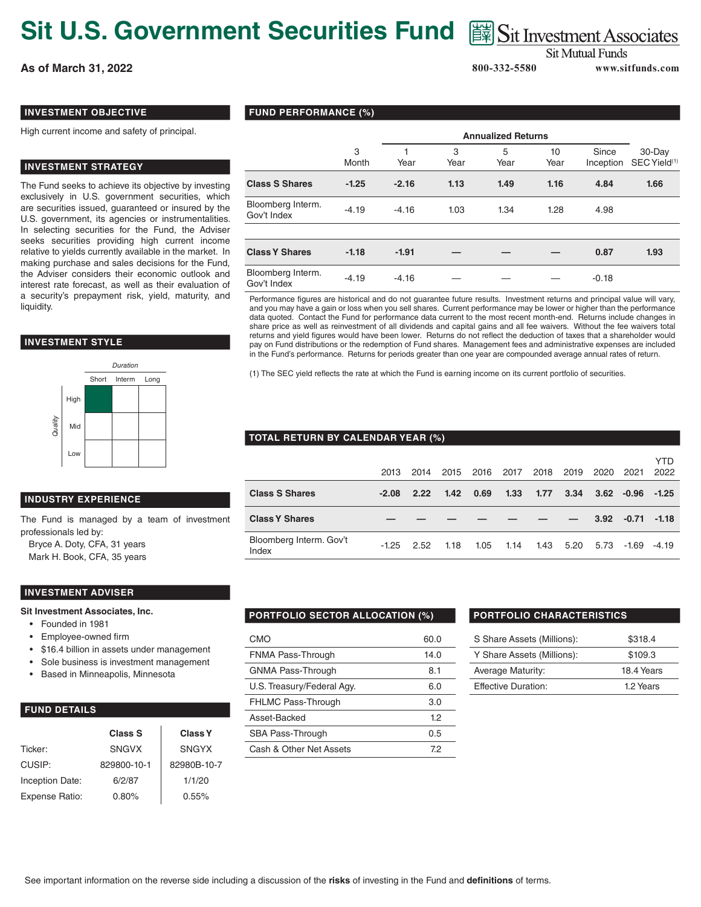# Sit U.S. Government Securities Fund

Sit Investment Associates
Sit Mutual Funds

**As of March 31, 2022**

800-332-5580 www.sitfunds.com

## INVESTMENT OBJECTIVE

High current income and safety of principal.

## INVESTMENT STRATEGY

The Fund seeks to achieve its objective by investing exclusively in U.S. government securities, which are securities issued, guaranteed or insured by the U.S. government, its agencies or instrumentalities. In selecting securities for the Fund, the Adviser seeks securities providing high current income relative to yields currently available in the market. In making purchase and sales decisions for the Fund, the Adviser considers their economic outlook and interest rate forecast, as well as their evaluation of a security's prepayment risk, yield, maturity, and liquidity.

## INVESTMENT STYLE

| Quality \ *Duration* | Short | Interm | Long |
|---|---|---|---|
| High | ■ | | |
| Mid | | | |
| Low | | | |

## INDUSTRY EXPERIENCE

The Fund is managed by a team of investment professionals led by:

Bryce A. Doty, CFA, 31 years
Mark H. Book, CFA, 35 years

## INVESTMENT ADVISER

**Sit Investment Associates, Inc.**

- Founded in 1981
- Employee-owned firm
- $16.4 billion in assets under management
- Sole business is investment management
- Based in Minneapolis, Minnesota

## FUND DETAILS

| | Class S | Class Y |
|---|---|---|
| Ticker: | SNGVX | SNGYX |
| CUSIP: | 829800-10-1 | 82980B-10-7 |
| Inception Date: | 6/2/87 | 1/1/20 |
| Expense Ratio: | 0.80% | 0.55% |

## FUND PERFORMANCE (%)

| | | Annualized Returns | | | | | |
|---|---|---|---|---|---|---|---|
| | 3 Month | 1 Year | 3 Year | 5 Year | 10 Year | Since Inception | 30-Day SEC Yield[1] |
| **Class S Shares** | **-1.25** | **-2.16** | **1.13** | **1.49** | **1.16** | **4.84** | **1.66** |
| Bloomberg Interm. Gov't Index | -4.19 | -4.16 | 1.03 | 1.34 | 1.28 | 4.98 | |
| **Class Y Shares** | **-1.18** | **-1.91** | **—** | **—** | **—** | **0.87** | **1.93** |
| Bloomberg Interm. Gov't Index | -4.19 | -4.16 | — | — | — | -0.18 | |

Performance figures are historical and do not guarantee future results. Investment returns and principal value will vary, and you may have a gain or loss when you sell shares. Current performance may be lower or higher than the performance data quoted. Contact the Fund for performance data current to the most recent month-end. Returns include changes in share price as well as reinvestment of all dividends and capital gains and all fee waivers. Without the fee waivers total returns and yield figures would have been lower. Returns do not reflect the deduction of taxes that a shareholder would pay on Fund distributions or the redemption of Fund shares. Management fees and administrative expenses are included in the Fund's performance. Returns for periods greater than one year are compounded average annual rates of return.

(1) The SEC yield reflects the rate at which the Fund is earning income on its current portfolio of securities.

## TOTAL RETURN BY CALENDAR YEAR (%)

| | 2013 | 2014 | 2015 | 2016 | 2017 | 2018 | 2019 | 2020 | 2021 | YTD 2022 |
|---|---|---|---|---|---|---|---|---|---|---|
| **Class S Shares** | **-2.08** | **2.22** | **1.42** | **0.69** | **1.33** | **1.77** | **3.34** | **3.62** | **-0.96** | **-1.25** |
| **Class Y Shares** | **—** | **—** | **—** | **—** | **—** | **—** | **—** | **3.92** | **-0.71** | **-1.18** |
| Bloomberg Interm. Gov't Index | -1.25 | 2.52 | 1.18 | 1.05 | 1.14 | 1.43 | 5.20 | 5.73 | -1.69 | -4.19 |

## PORTFOLIO SECTOR ALLOCATION (%)

| Sector | % |
|---|---|
| CMO | 60.0 |
| FNMA Pass-Through | 14.0 |
| GNMA Pass-Through | 8.1 |
| U.S. Treasury/Federal Agy. | 6.0 |
| FHLMC Pass-Through | 3.0 |
| Asset-Backed | 1.2 |
| SBA Pass-Through | 0.5 |
| Cash & Other Net Assets | 7.2 |

## PORTFOLIO CHARACTERISTICS

| | |
|---|---|
| S Share Assets (Millions): | $318.4 |
| Y Share Assets (Millions): | $109.3 |
| Average Maturity: | 18.4 Years |
| Effective Duration: | 1.2 Years |

See important information on the reverse side including a discussion of the **risks** of investing in the Fund and **definitions** of terms.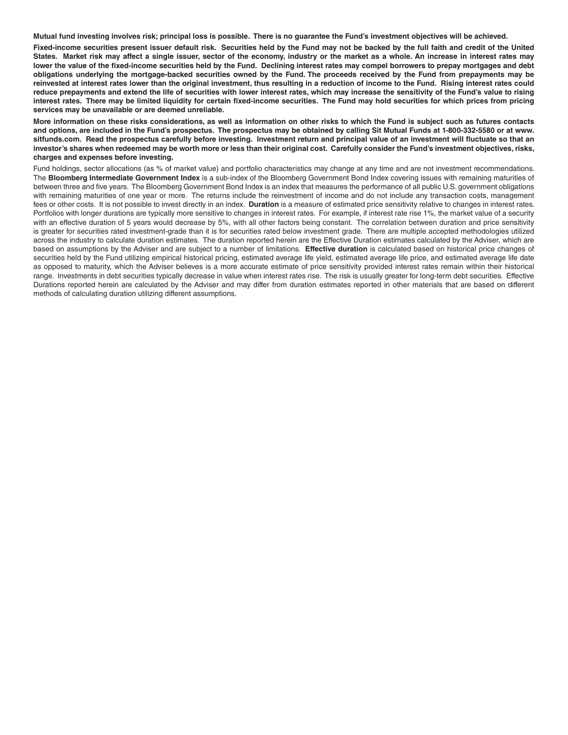**Mutual fund investing involves risk; principal loss is possible. There is no guarantee the Fund's investment objectives will be achieved.**

**Fixed-income securities present issuer default risk. Securities held by the Fund may not be backed by the full faith and credit of the United States. Market risk may affect a single issuer, sector of the economy, industry or the market as a whole. An increase in interest rates may lower the value of the fixed-income securities held by the Fund. Declining interest rates may compel borrowers to prepay mortgages and debt obligations underlying the mortgage-backed securities owned by the Fund. The proceeds received by the Fund from prepayments may be reinvested at interest rates lower than the original investment, thus resulting in a reduction of income to the Fund. Rising interest rates could reduce prepayments and extend the life of securities with lower interest rates, which may increase the sensitivity of the Fund's value to rising interest rates. There may be limited liquidity for certain fixed-income securities. The Fund may hold securities for which prices from pricing services may be unavailable or are deemed unreliable.**

**More information on these risks considerations, as well as information on other risks to which the Fund is subject such as futures contacts and options, are included in the Fund's prospectus. The prospectus may be obtained by calling Sit Mutual Funds at 1-800-332-5580 or at www.sitfunds.com. Read the prospectus carefully before investing. Investment return and principal value of an investment will fluctuate so that an investor's shares when redeemed may be worth more or less than their original cost. Carefully consider the Fund's investment objectives, risks, charges and expenses before investing.**

Fund holdings, sector allocations (as % of market value) and portfolio characteristics may change at any time and are not investment recommendations. The **Bloomberg Intermediate Government Index** is a sub-index of the Bloomberg Government Bond Index covering issues with remaining maturities of between three and five years. The Bloomberg Government Bond Index is an index that measures the performance of all public U.S. government obligations with remaining maturities of one year or more. The returns include the reinvestment of income and do not include any transaction costs, management fees or other costs. It is not possible to invest directly in an index. **Duration** is a measure of estimated price sensitivity relative to changes in interest rates. Portfolios with longer durations are typically more sensitive to changes in interest rates. For example, if interest rate rise 1%, the market value of a security with an effective duration of 5 years would decrease by 5%, with all other factors being constant. The correlation between duration and price sensitivity is greater for securities rated investment-grade than it is for securities rated below investment grade. There are multiple accepted methodologies utilized across the industry to calculate duration estimates. The duration reported herein are the Effective Duration estimates calculated by the Adviser, which are based on assumptions by the Adviser and are subject to a number of limitations. **Effective duration** is calculated based on historical price changes of securities held by the Fund utilizing empirical historical pricing, estimated average life yield, estimated average life price, and estimated average life date as opposed to maturity, which the Adviser believes is a more accurate estimate of price sensitivity provided interest rates remain within their historical range. Investments in debt securities typically decrease in value when interest rates rise. The risk is usually greater for long-term debt securities. Effective Durations reported herein are calculated by the Adviser and may differ from duration estimates reported in other materials that are based on different methods of calculating duration utilizing different assumptions.